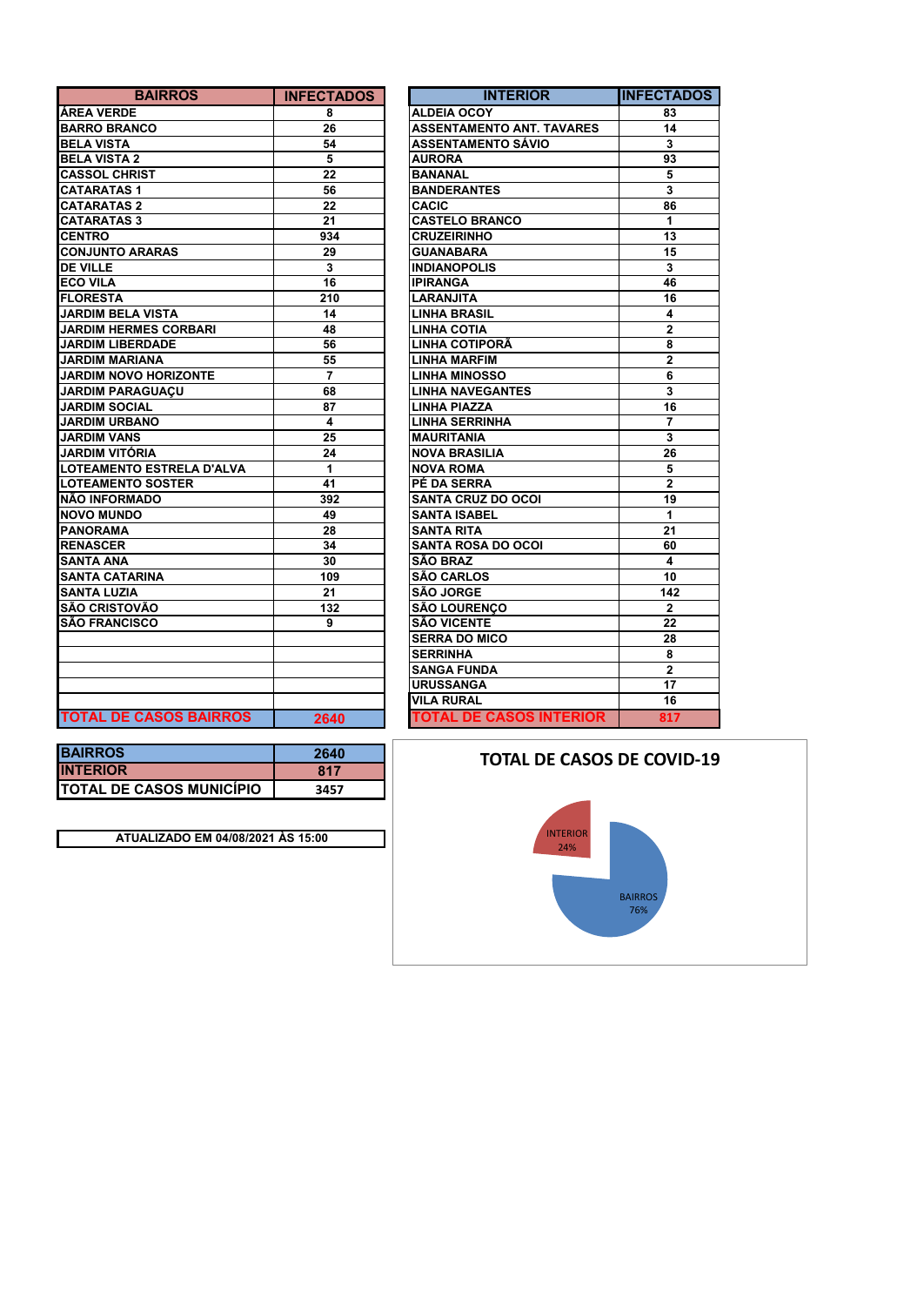| BAIRROS | INFECTADOS |
|---|---|
| ÁREA VERDE | 8 |
| BARRO BRANCO | 26 |
| BELA VISTA | 54 |
| BELA VISTA 2 | 5 |
| CASSOL CHRIST | 22 |
| CATARATAS 1 | 56 |
| CATARATAS 2 | 22 |
| CATARATAS 3 | 21 |
| CENTRO | 934 |
| CONJUNTO ARARAS | 29 |
| DE VILLE | 3 |
| ECO VILA | 16 |
| FLORESTA | 210 |
| JARDIM BELA VISTA | 14 |
| JARDIM HERMES CORBARI | 48 |
| JARDIM LIBERDADE | 56 |
| JARDIM MARIANA | 55 |
| JARDIM NOVO HORIZONTE | 7 |
| JARDIM PARAGUAÇU | 68 |
| JARDIM SOCIAL | 87 |
| JARDIM URBANO | 4 |
| JARDIM VANS | 25 |
| JARDIM VITÓRIA | 24 |
| LOTEAMENTO ESTRELA D'ALVA | 1 |
| LOTEAMENTO SOSTER | 41 |
| NÃO INFORMADO | 392 |
| NOVO MUNDO | 49 |
| PANORAMA | 28 |
| RENASCER | 34 |
| SANTA ANA | 30 |
| SANTA CATARINA | 109 |
| SANTA LUZIA | 21 |
| SÃO CRISTOVÃO | 132 |
| SÃO FRANCISCO | 9 |
| TOTAL DE CASOS BAIRROS | 2640 |

| INTERIOR | INFECTADOS |
|---|---|
| ALDEIA OCOY | 83 |
| ASSENTAMENTO ANT. TAVARES | 14 |
| ASSENTAMENTO SÁVIO | 3 |
| AURORA | 93 |
| BANANAL | 5 |
| BANDERANTES | 3 |
| CACIC | 86 |
| CASTELO BRANCO | 1 |
| CRUZEIRINHO | 13 |
| GUANABARA | 15 |
| INDIANOPOLIS | 3 |
| IPIRANGA | 46 |
| LARANJITA | 16 |
| LINHA BRASIL | 4 |
| LINHA COTIA | 2 |
| LINHA COTIPORÃ | 8 |
| LINHA MARFIM | 2 |
| LINHA MINOSSO | 6 |
| LINHA NAVEGANTES | 3 |
| LINHA PIAZZA | 16 |
| LINHA SERRINHA | 7 |
| MAURITANIA | 3 |
| NOVA BRASILIA | 26 |
| NOVA ROMA | 5 |
| PÉ DA SERRA | 2 |
| SANTA CRUZ DO OCOI | 19 |
| SANTA ISABEL | 1 |
| SANTA RITA | 21 |
| SANTA ROSA DO OCOI | 60 |
| SÃO BRAZ | 4 |
| SÃO CARLOS | 10 |
| SÃO JORGE | 142 |
| SÃO LOURENÇO | 2 |
| SÃO VICENTE | 22 |
| SERRA DO MICO | 28 |
| SERRINHA | 8 |
| SANGA FUNDA | 2 |
| URUSSANGA | 17 |
| VILA RURAL | 16 |
| TOTAL DE CASOS INTERIOR | 817 |

| | |
|---|---|
| BAIRROS | 2640 |
| INTERIOR | 817 |
| TOTAL DE CASOS MUNICÍPIO | 3457 |

ATUALIZADO EM 04/08/2021 ÀS 15:00

**TOTAL DE CASOS DE COVID-19**

INTERIOR 24%

BAIRROS 76%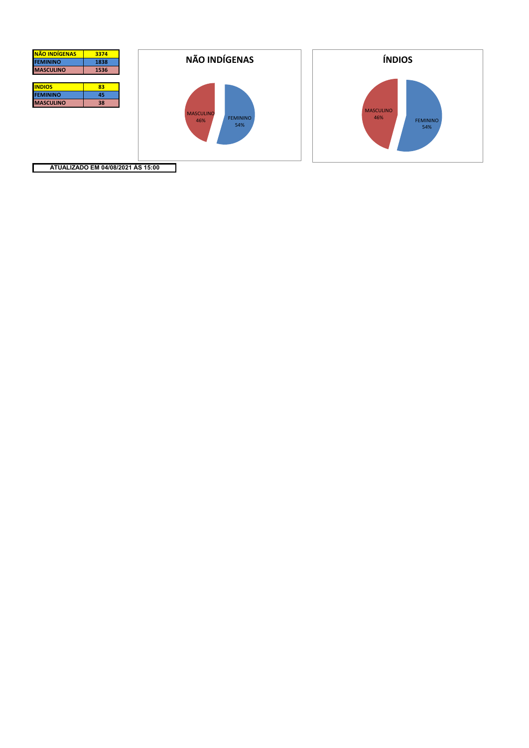| NÃO INDÍGENAS | 3374 |
| --- | --- |
| FEMININO | 1838 |
| MASCULINO | 1536 |

| INDIOS | 83 |
| --- | --- |
| FEMININO | 45 |
| MASCULINO | 38 |

**NÃO INDÍGENAS**

MASCULINO 46%

FEMININO 54%

**ÍNDIOS**

MASCULINO 46%

FEMININO 54%

**ATUALIZADO EM 04/08/2021 ÀS 15:00**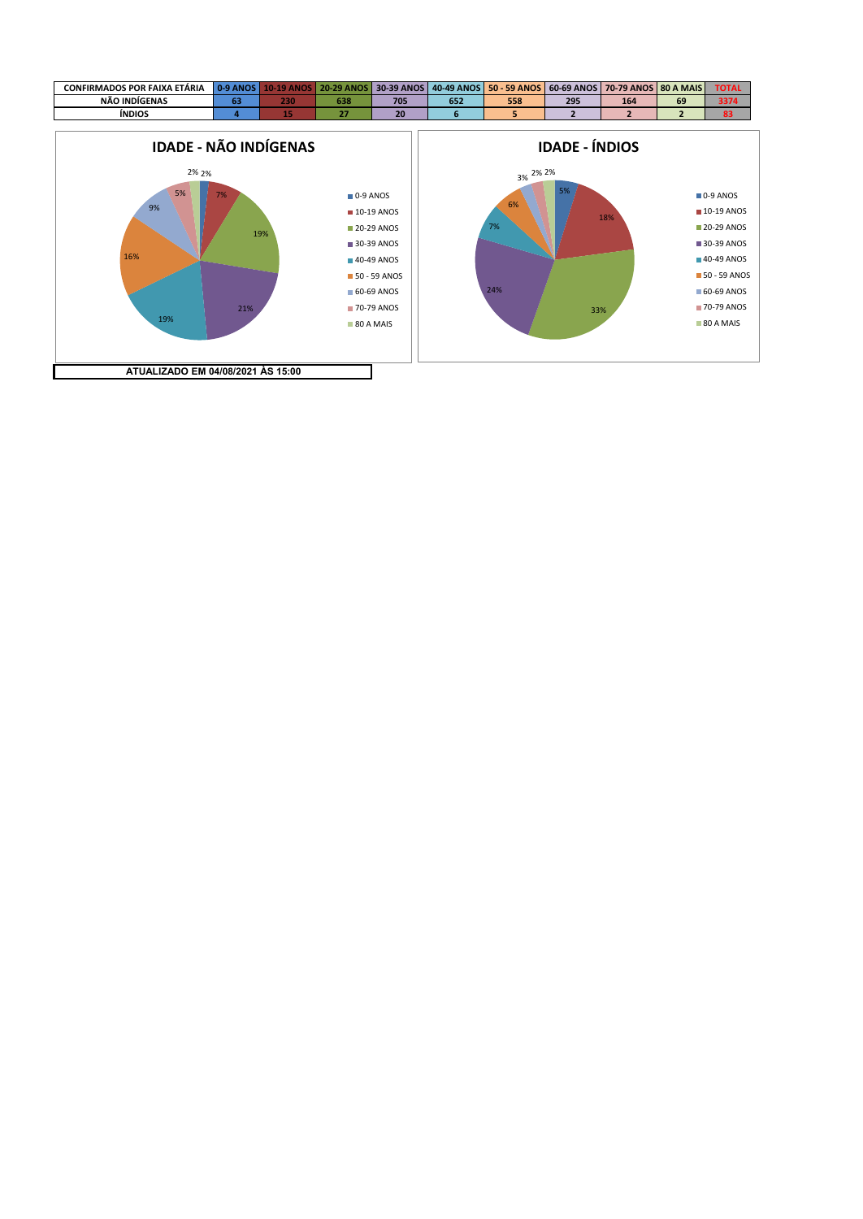| CONFIRMADOS POR FAIXA ETÁRIA | 0-9 ANOS | 10-19 ANOS | 20-29 ANOS | 30-39 ANOS | 40-49 ANOS | 50 - 59 ANOS | 60-69 ANOS | 70-79 ANOS | 80 A MAIS | TOTAL |
|---|---|---|---|---|---|---|---|---|---|---|
| NÃO INDÍGENAS | 63 | 230 | 638 | 705 | 652 | 558 | 295 | 164 | 69 | 3374 |
| ÍNDIOS | 4 | 15 | 27 | 20 | 6 | 5 | 2 | 2 | 2 | 83 |

## IDADE - NÃO INDÍGENAS

| Faixa | % |
|---|---|
| 0-9 ANOS | 2% |
| 10-19 ANOS | 7% |
| 20-29 ANOS | 19% |
| 30-39 ANOS | 21% |
| 40-49 ANOS | 19% |
| 50 - 59 ANOS | 16% |
| 60-69 ANOS | 9% |
| 70-79 ANOS | 5% |
| 80 A MAIS | 2% |

## IDADE - ÍNDIOS

| Faixa | % |
|---|---|
| 0-9 ANOS | 5% |
| 10-19 ANOS | 18% |
| 20-29 ANOS | 33% |
| 30-39 ANOS | 24% |
| 40-49 ANOS | 7% |
| 50 - 59 ANOS | 6% |
| 60-69 ANOS | 3% |
| 70-79 ANOS | 2% |
| 80 A MAIS | 2% |

**ATUALIZADO EM 04/08/2021 ÀS 15:00**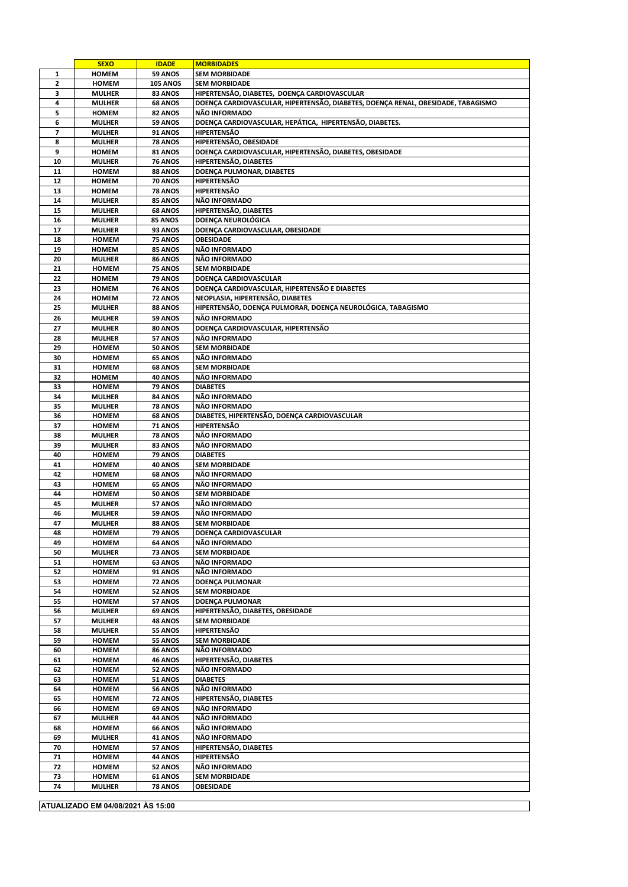| | SEXO | IDADE | MORBIDADES |
|---|---|---|---|
| 1 | HOMEM | 59 ANOS | SEM MORBIDADE |
| 2 | HOMEM | 105 ANOS | SEM MORBIDADE |
| 3 | MULHER | 83 ANOS | HIPERTENSÃO, DIABETES, DOENÇA CARDIOVASCULAR |
| 4 | MULHER | 68 ANOS | DOENÇA CARDIOVASCULAR, HIPERTENSÃO, DIABETES, DOENÇA RENAL, OBESIDADE, TABAGISMO |
| 5 | HOMEM | 82 ANOS | NÃO INFORMADO |
| 6 | MULHER | 59 ANOS | DOENÇA CARDIOVASCULAR, HEPÁTICA, HIPERTENSÃO, DIABETES. |
| 7 | MULHER | 91 ANOS | HIPERTENSÃO |
| 8 | MULHER | 78 ANOS | HIPERTENSÃO, OBESIDADE |
| 9 | HOMEM | 81 ANOS | DOENÇA CARDIOVASCULAR, HIPERTENSÃO, DIABETES, OBESIDADE |
| 10 | MULHER | 76 ANOS | HIPERTENSÃO, DIABETES |
| 11 | HOMEM | 88 ANOS | DOENÇA PULMONAR, DIABETES |
| 12 | HOMEM | 70 ANOS | HIPERTENSÃO |
| 13 | HOMEM | 78 ANOS | HIPERTENSÃO |
| 14 | MULHER | 85 ANOS | NÃO INFORMADO |
| 15 | MULHER | 68 ANOS | HIPERTENSÃO, DIABETES |
| 16 | MULHER | 85 ANOS | DOENÇA NEUROLÓGICA |
| 17 | MULHER | 93 ANOS | DOENÇA CARDIOVASCULAR, OBESIDADE |
| 18 | HOMEM | 75 ANOS | OBESIDADE |
| 19 | HOMEM | 85 ANOS | NÃO INFORMADO |
| 20 | MULHER | 86 ANOS | NÃO INFORMADO |
| 21 | HOMEM | 75 ANOS | SEM MORBIDADE |
| 22 | HOMEM | 79 ANOS | DOENÇA CARDIOVASCULAR |
| 23 | HOMEM | 76 ANOS | DOENÇA CARDIOVASCULAR, HIPERTENSÃO E DIABETES |
| 24 | HOMEM | 72 ANOS | NEOPLASIA, HIPERTENSÃO, DIABETES |
| 25 | MULHER | 88 ANOS | HIPERTENSÃO, DOENÇA PULMORAR, DOENÇA NEUROLÓGICA, TABAGISMO |
| 26 | MULHER | 59 ANOS | NÃO INFORMADO |
| 27 | MULHER | 80 ANOS | DOENÇA CARDIOVASCULAR, HIPERTENSÃO |
| 28 | MULHER | 57 ANOS | NÃO INFORMADO |
| 29 | HOMEM | 50 ANOS | SEM MORBIDADE |
| 30 | HOMEM | 65 ANOS | NÃO INFORMADO |
| 31 | HOMEM | 68 ANOS | SEM MORBIDADE |
| 32 | HOMEM | 40 ANOS | NÃO INFORMADO |
| 33 | HOMEM | 79 ANOS | DIABETES |
| 34 | MULHER | 84 ANOS | NÃO INFORMADO |
| 35 | MULHER | 78 ANOS | NÃO INFORMADO |
| 36 | HOMEM | 68 ANOS | DIABETES, HIPERTENSÃO, DOENÇA CARDIOVASCULAR |
| 37 | HOMEM | 71 ANOS | HIPERTENSÃO |
| 38 | MULHER | 78 ANOS | NÃO INFORMADO |
| 39 | MULHER | 83 ANOS | NÃO INFORMADO |
| 40 | HOMEM | 79 ANOS | DIABETES |
| 41 | HOMEM | 40 ANOS | SEM MORBIDADE |
| 42 | HOMEM | 68 ANOS | NÃO INFORMADO |
| 43 | HOMEM | 65 ANOS | NÃO INFORMADO |
| 44 | HOMEM | 50 ANOS | SEM MORBIDADE |
| 45 | MULHER | 57 ANOS | NÃO INFORMADO |
| 46 | MULHER | 59 ANOS | NÃO INFORMADO |
| 47 | MULHER | 88 ANOS | SEM MORBIDADE |
| 48 | HOMEM | 79 ANOS | DOENÇA CARDIOVASCULAR |
| 49 | HOMEM | 64 ANOS | NÃO INFORMADO |
| 50 | MULHER | 73 ANOS | SEM MORBIDADE |
| 51 | HOMEM | 63 ANOS | NÃO INFORMADO |
| 52 | HOMEM | 91 ANOS | NÃO INFORMADO |
| 53 | HOMEM | 72 ANOS | DOENÇA PULMONAR |
| 54 | HOMEM | 52 ANOS | SEM MORBIDADE |
| 55 | HOMEM | 57 ANOS | DOENÇA PULMONAR |
| 56 | MULHER | 69 ANOS | HIPERTENSÃO, DIABETES, OBESIDADE |
| 57 | MULHER | 48 ANOS | SEM MORBIDADE |
| 58 | MULHER | 55 ANOS | HIPERTENSÃO |
| 59 | HOMEM | 55 ANOS | SEM MORBIDADE |
| 60 | HOMEM | 86 ANOS | NÃO INFORMADO |
| 61 | HOMEM | 46 ANOS | HIPERTENSÃO, DIABETES |
| 62 | HOMEM | 52 ANOS | NÃO INFORMADO |
| 63 | HOMEM | 51 ANOS | DIABETES |
| 64 | HOMEM | 56 ANOS | NÃO INFORMADO |
| 65 | HOMEM | 72 ANOS | HIPERTENSÃO, DIABETES |
| 66 | HOMEM | 69 ANOS | NÃO INFORMADO |
| 67 | MULHER | 44 ANOS | NÃO INFORMADO |
| 68 | HOMEM | 66 ANOS | NÃO INFORMADO |
| 69 | MULHER | 41 ANOS | NÃO INFORMADO |
| 70 | HOMEM | 57 ANOS | HIPERTENSÃO, DIABETES |
| 71 | HOMEM | 44 ANOS | HIPERTENSÃO |
| 72 | HOMEM | 52 ANOS | NÃO INFORMADO |
| 73 | HOMEM | 61 ANOS | SEM MORBIDADE |
| 74 | MULHER | 78 ANOS | OBESIDADE |

**ATUALIZADO EM 04/08/2021 ÀS 15:00**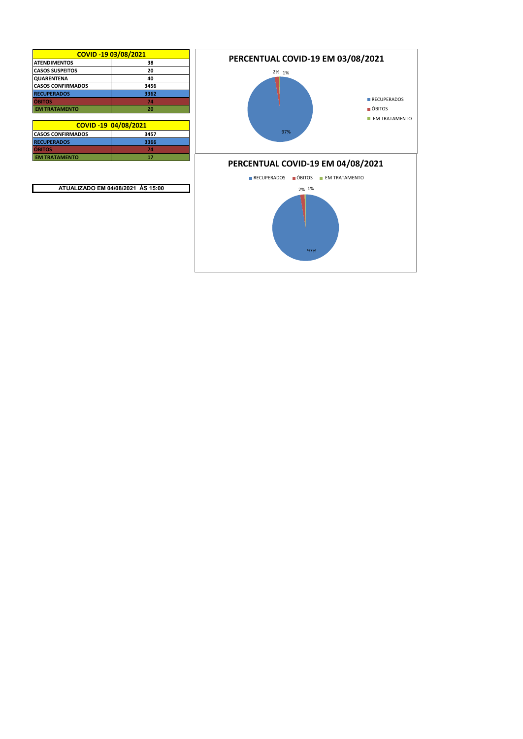| COVID -19 03/08/2021 | |
|---|---|
| ATENDIMENTOS | 38 |
| CASOS SUSPEITOS | 20 |
| QUARENTENA | 40 |
| CASOS CONFIRMADOS | 3456 |
| RECUPERADOS | 3362 |
| ÓBITOS | 74 |
| EM TRATAMENTO | 20 |

| COVID -19 04/08/2021 | |
|---|---|
| CASOS CONFIRMADOS | 3457 |
| RECUPERADOS | 3366 |
| ÓBITOS | 74 |
| EM TRATAMENTO | 17 |

**ATUALIZADO EM 04/08/2021 ÀS 15:00**

## PERCENTUAL COVID-19 EM 03/08/2021

2% 1%

97%

RECUPERADOS
ÓBITOS
EM TRATAMENTO

## PERCENTUAL COVID-19 EM 04/08/2021

RECUPERADOS ÓBITOS EM TRATAMENTO

2% 1%

97%